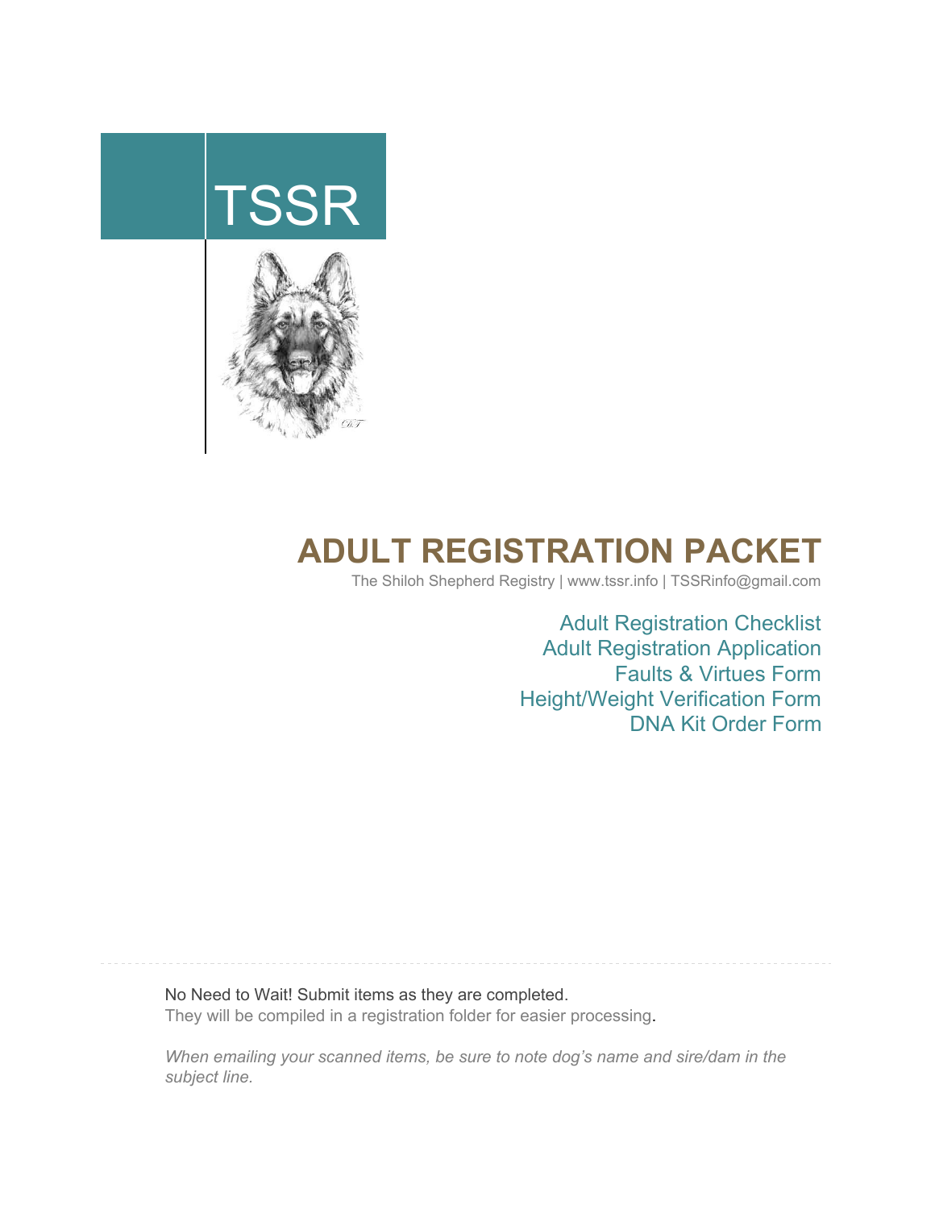TSSR

# ADULT REGISTRATION PACKET

The Shiloh Shepherd Registry | www.tssr.info | TSSRinfo@gmail.com

Adult Registration Checklist
Adult Registration Application
Faults & Virtues Form
Height/Weight Verification Form
DNA Kit Order Form

---

No Need to Wait! Submit items as they are completed.
They will be compiled in a registration folder for easier processing.

*When emailing your scanned items, be sure to note dog's name and sire/dam in the subject line.*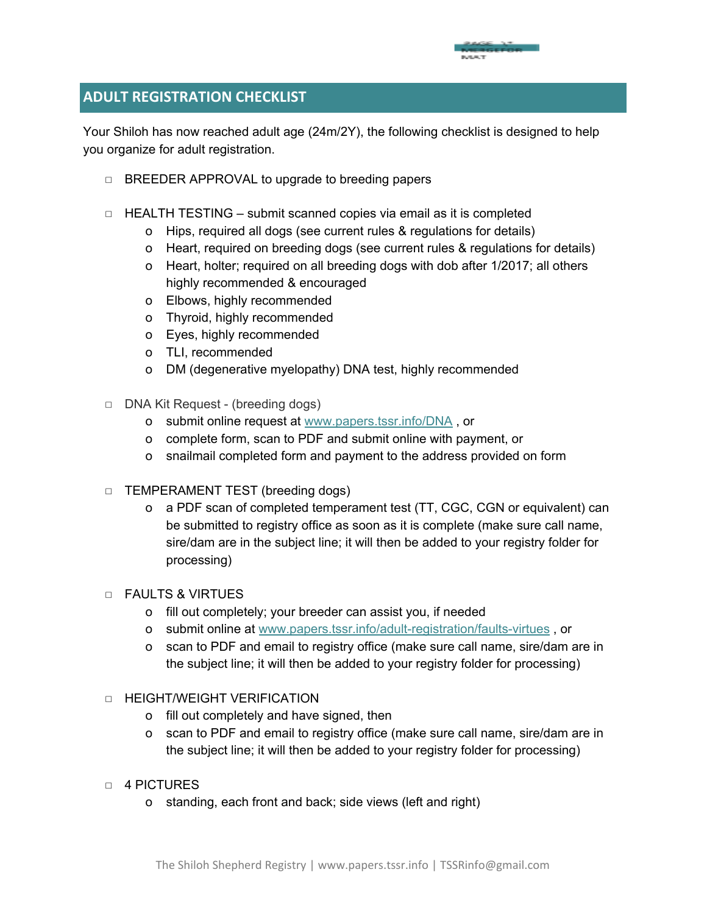## ADULT REGISTRATION CHECKLIST

Your Shiloh has now reached adult age (24m/2Y), the following checklist is designed to help you organize for adult registration.

- ☐ BREEDER APPROVAL to upgrade to breeding papers

- ☐ HEALTH TESTING – submit scanned copies via email as it is completed
  - Hips, required all dogs (see current rules & regulations for details)
  - Heart, required on breeding dogs (see current rules & regulations for details)
  - Heart, holter; required on all breeding dogs with dob after 1/2017; all others highly recommended & encouraged
  - Elbows, highly recommended
  - Thyroid, highly recommended
  - Eyes, highly recommended
  - TLI, recommended
  - DM (degenerative myelopathy) DNA test, highly recommended

- ☐ DNA Kit Request - (breeding dogs)
  - submit online request at www.papers.tssr.info/DNA , or
  - complete form, scan to PDF and submit online with payment, or
  - snailmail completed form and payment to the address provided on form

- ☐ TEMPERAMENT TEST (breeding dogs)
  - a PDF scan of completed temperament test (TT, CGC, CGN or equivalent) can be submitted to registry office as soon as it is complete (make sure call name, sire/dam are in the subject line; it will then be added to your registry folder for processing)

- ☐ FAULTS & VIRTUES
  - fill out completely; your breeder can assist you, if needed
  - submit online at www.papers.tssr.info/adult-registration/faults-virtues , or
  - scan to PDF and email to registry office (make sure call name, sire/dam are in the subject line; it will then be added to your registry folder for processing)

- ☐ HEIGHT/WEIGHT VERIFICATION
  - fill out completely and have signed, then
  - scan to PDF and email to registry office (make sure call name, sire/dam are in the subject line; it will then be added to your registry folder for processing)

- ☐ 4 PICTURES
  - standing, each front and back; side views (left and right)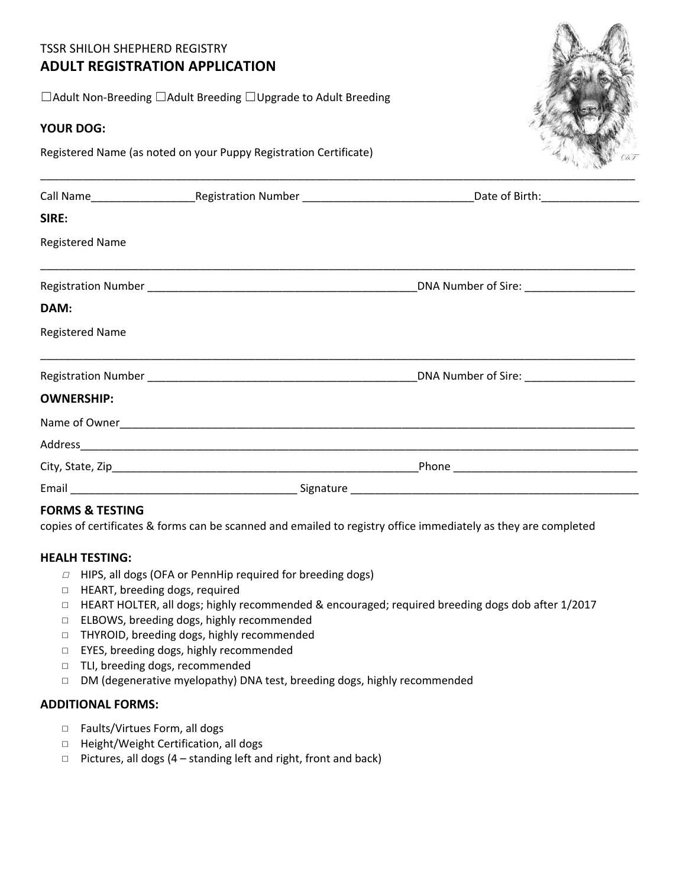TSSR SHILOH SHEPHERD REGISTRY

# ADULT REGISTRATION APPLICATION

☐Adult Non-Breeding ☐Adult Breeding ☐Upgrade to Adult Breeding

**YOUR DOG:**

Registered Name (as noted on your Puppy Registration Certificate)

_______________________________________________________________________________________________

Call Name_________________Registration Number ___________________________Date of Birth:________________

**SIRE:**

Registered Name

_______________________________________________________________________________________________

Registration Number ____________________________________________DNA Number of Sire: __________________

**DAM:**

Registered Name

_______________________________________________________________________________________________

Registration Number ____________________________________________DNA Number of Sire: __________________

**OWNERSHIP:**

Name of Owner________________________________________________________________________________

Address______________________________________________________________________________________

City, State, Zip__________________________________________________Phone ______________________________

Email ____________________________________ Signature ________________________________________________

**FORMS & TESTING**

copies of certificates & forms can be scanned and emailed to registry office immediately as they are completed

**HEALH TESTING:**

- ☐ HIPS, all dogs (OFA or PennHip required for breeding dogs)
- ☐ HEART, breeding dogs, required
- ☐ HEART HOLTER, all dogs; highly recommended & encouraged; required breeding dogs dob after 1/2017
- ☐ ELBOWS, breeding dogs, highly recommended
- ☐ THYROID, breeding dogs, highly recommended
- ☐ EYES, breeding dogs, highly recommended
- ☐ TLI, breeding dogs, recommended
- ☐ DM (degenerative myelopathy) DNA test, breeding dogs, highly recommended

**ADDITIONAL FORMS:**

- ☐ Faults/Virtues Form, all dogs
- ☐ Height/Weight Certification, all dogs
- ☐ Pictures, all dogs (4 – standing left and right, front and back)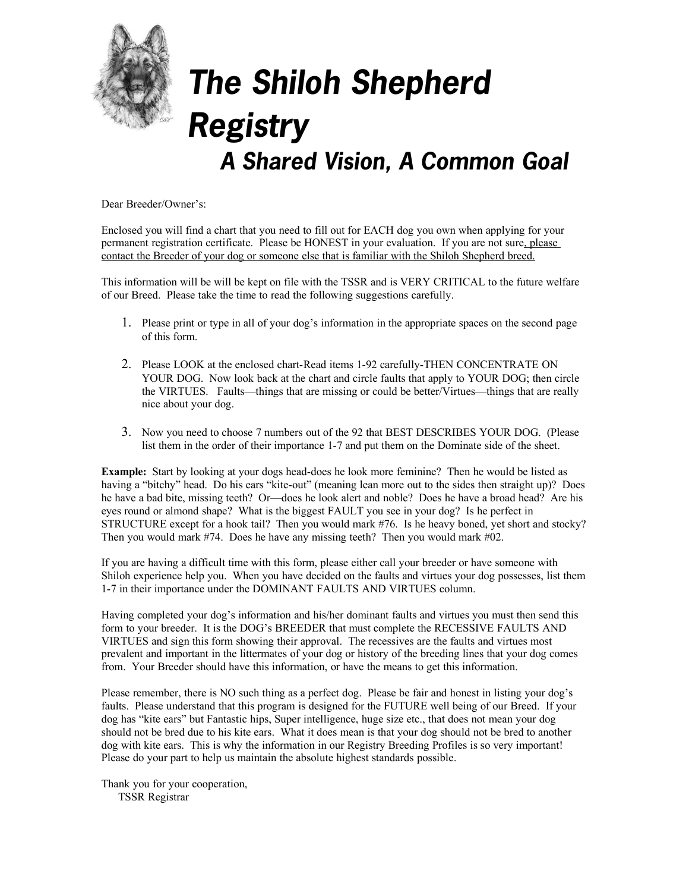# The Shiloh Shepherd Registry

## A Shared Vision, A Common Goal

Dear Breeder/Owner's:

Enclosed you will find a chart that you need to fill out for EACH dog you own when applying for your permanent registration certificate. Please be HONEST in your evaluation. If you are not sure, please contact the Breeder of your dog or someone else that is familiar with the Shiloh Shepherd breed.

This information will be will be kept on file with the TSSR and is VERY CRITICAL to the future welfare of our Breed. Please take the time to read the following suggestions carefully.

1. Please print or type in all of your dog's information in the appropriate spaces on the second page of this form.

2. Please LOOK at the enclosed chart-Read items 1-92 carefully-THEN CONCENTRATE ON YOUR DOG. Now look back at the chart and circle faults that apply to YOUR DOG; then circle the VIRTUES. Faults—things that are missing or could be better/Virtues—things that are really nice about your dog.

3. Now you need to choose 7 numbers out of the 92 that BEST DESCRIBES YOUR DOG. (Please list them in the order of their importance 1-7 and put them on the Dominate side of the sheet.

**Example:** Start by looking at your dogs head-does he look more feminine? Then he would be listed as having a "bitchy" head. Do his ears "kite-out" (meaning lean more out to the sides then straight up)? Does he have a bad bite, missing teeth? Or—does he look alert and noble? Does he have a broad head? Are his eyes round or almond shape? What is the biggest FAULT you see in your dog? Is he perfect in STRUCTURE except for a hook tail? Then you would mark #76. Is he heavy boned, yet short and stocky? Then you would mark #74. Does he have any missing teeth? Then you would mark #02.

If you are having a difficult time with this form, please either call your breeder or have someone with Shiloh experience help you. When you have decided on the faults and virtues your dog possesses, list them 1-7 in their importance under the DOMINANT FAULTS AND VIRTUES column.

Having completed your dog's information and his/her dominant faults and virtues you must then send this form to your breeder. It is the DOG's BREEDER that must complete the RECESSIVE FAULTS AND VIRTUES and sign this form showing their approval. The recessives are the faults and virtues most prevalent and important in the littermates of your dog or history of the breeding lines that your dog comes from. Your Breeder should have this information, or have the means to get this information.

Please remember, there is NO such thing as a perfect dog. Please be fair and honest in listing your dog's faults. Please understand that this program is designed for the FUTURE well being of our Breed. If your dog has "kite ears" but Fantastic hips, Super intelligence, huge size etc., that does not mean your dog should not be bred due to his kite ears. What it does mean is that your dog should not be bred to another dog with kite ears. This is why the information in our Registry Breeding Profiles is so very important! Please do your part to help us maintain the absolute highest standards possible.

Thank you for your cooperation,
TSSR Registrar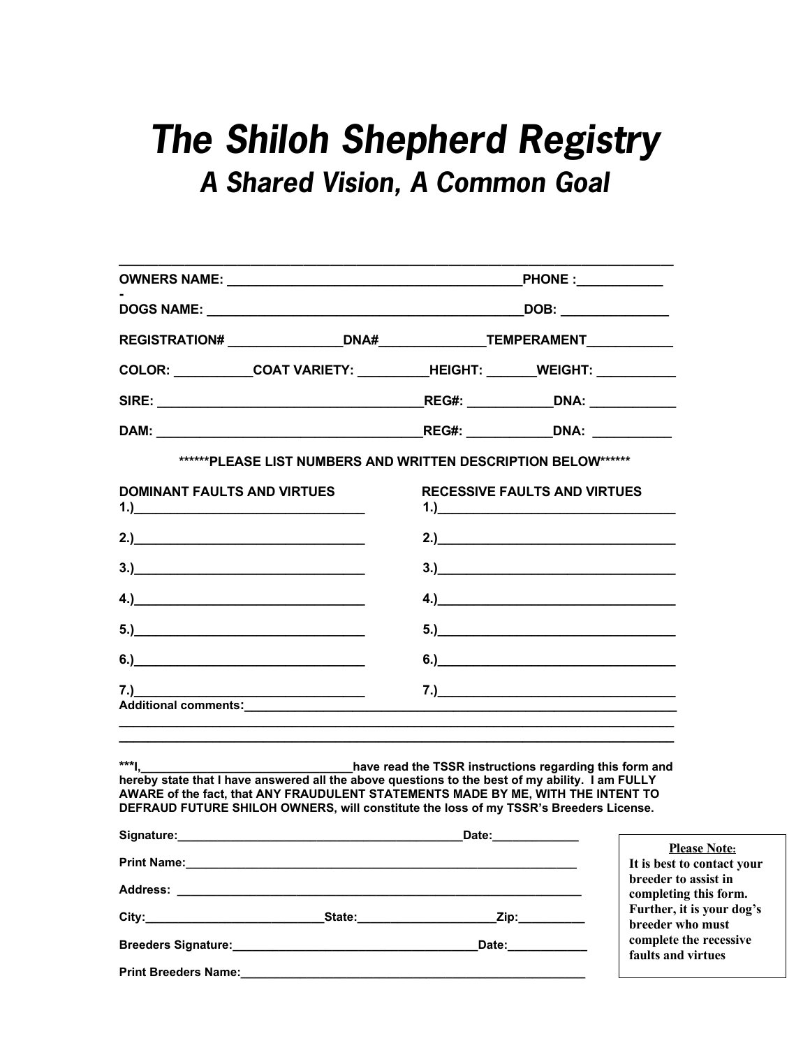# *The Shiloh Shepherd Registry*

## *A Shared Vision, A Common Goal*

---

**OWNERS NAME: ________________________________________PHONE :___________**
**-**
**DOGS NAME: ___________________________________________DOB: ______________**

**REGISTRATION# _______________DNA#______________TEMPERAMENT___________**

**COLOR: __________COAT VARIETY: _________HEIGHT: ______WEIGHT: __________**

**SIRE: ___________________________________REG#: ___________DNA: ___________**

**DAM: ___________________________________REG#: ___________DNA: __________**

**\*\*\*\*\*\*PLEASE LIST NUMBERS AND WRITTEN DESCRIPTION BELOW\*\*\*\*\*\***

| **DOMINANT FAULTS AND VIRTUES** | **RECESSIVE FAULTS AND VIRTUES** |
|---|---|
| **1.)**________________________________ | **1.)**_________________________________ |
| **2.)**________________________________ | **2.)**_________________________________ |
| **3.)**________________________________ | **3.)**_________________________________ |
| **4.)**________________________________ | **4.)**_________________________________ |
| **5.)**________________________________ | **5.)**_________________________________ |
| **6.)**________________________________ | **6.)**_________________________________ |
| **7.)**________________________________ | **7.)**_________________________________ |

**Additional comments:**_______________________________________________________________
_____________________________________________________________________________
_____________________________________________________________________________

**\*\*\*I,_______________________________have read the TSSR instructions regarding this form and hereby state that I have answered all the above questions to the best of my ability. I am FULLY AWARE of the fact, that ANY FRAUDULENT STATEMENTS MADE BY ME, WITH THE INTENT TO DEFRAUD FUTURE SHILOH OWNERS, will constitute the loss of my TSSR's Breeders License.**

**Signature:**_________________________________________**Date:**____________

**Print Name:**________________________________________________________

**Address:** __________________________________________________________

**City:**__________________________**State:**____________________**Zip:**_________

**Breeders Signature:**___________________________________**Date:**___________

**Print Breeders Name:**__________________________________________________

> **Please Note:**
> **It is best to contact your breeder to assist in completing this form. Further, it is your dog's breeder who must complete the recessive faults and virtues**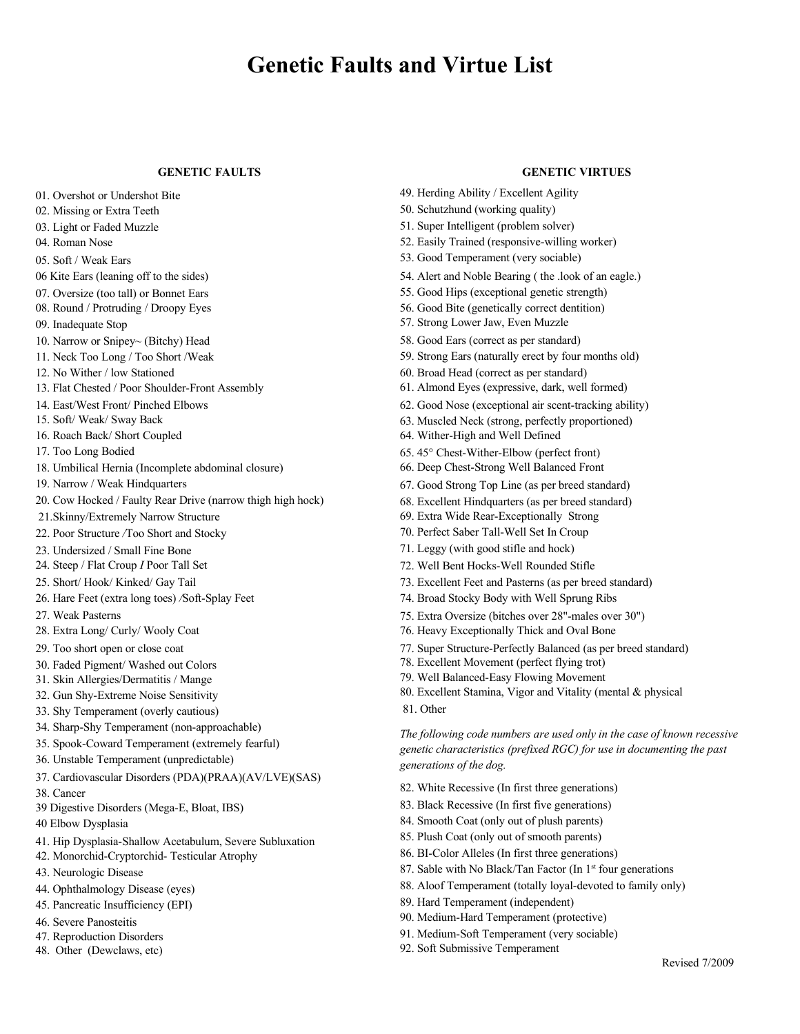# Genetic Faults and Virtue List

### GENETIC FAULTS

01. Overshot or Undershot Bite
02. Missing or Extra Teeth
03. Light or Faded Muzzle
04. Roman Nose
05. Soft / Weak Ears
06 Kite Ears (leaning off to the sides)
07. Oversize (too tall) or Bonnet Ears
08. Round / Protruding / Droopy Eyes
09. Inadequate Stop
10. Narrow or Snipey~ (Bitchy) Head
11. Neck Too Long / Too Short /Weak
12. No Wither / low Stationed
13. Flat Chested / Poor Shoulder-Front Assembly
14. East/West Front/ Pinched Elbows
15. Soft/ Weak/ Sway Back
16. Roach Back/ Short Coupled
17. Too Long Bodied
18. Umbilical Hernia (Incomplete abdominal closure)
19. Narrow / Weak Hindquarters
20. Cow Hocked / Faulty Rear Drive (narrow thigh high hock)
21.Skinny/Extremely Narrow Structure
22. Poor Structure /Too Short and Stocky
23. Undersized / Small Fine Bone
24. Steep / Flat Croup *I* Poor Tall Set
25. Short/ Hook/ Kinked/ Gay Tail
26. Hare Feet (extra long toes) /Soft-Splay Feet
27. Weak Pasterns
28. Extra Long/ Curly/ Wooly Coat
29. Too short open or close coat
30. Faded Pigment/ Washed out Colors
31. Skin Allergies/Dermatitis / Mange
32. Gun Shy-Extreme Noise Sensitivity
33. Shy Temperament (overly cautious)
34. Sharp-Shy Temperament (non-approachable)
35. Spook-Coward Temperament (extremely fearful)
36. Unstable Temperament (unpredictable)
37. Cardiovascular Disorders (PDA)(PRAA)(AV/LVE)(SAS)
38. Cancer
39 Digestive Disorders (Mega-E, Bloat, IBS)
40 Elbow Dysplasia
41. Hip Dysplasia-Shallow Acetabulum, Severe Subluxation
42. Monorchid-Cryptorchid- Testicular Atrophy
43. Neurologic Disease
44. Ophthalmology Disease (eyes)
45. Pancreatic Insufficiency (EPI)
46. Severe Panosteitis
47. Reproduction Disorders
48. Other (Dewclaws, etc)

### GENETIC VIRTUES

49. Herding Ability / Excellent Agility
50. Schutzhund (working quality)
51. Super Intelligent (problem solver)
52. Easily Trained (responsive-willing worker)
53. Good Temperament (very sociable)
54. Alert and Noble Bearing ( the .look of an eagle.)
55. Good Hips (exceptional genetic strength)
56. Good Bite (genetically correct dentition)
57. Strong Lower Jaw, Even Muzzle
58. Good Ears (correct as per standard)
59. Strong Ears (naturally erect by four months old)
60. Broad Head (correct as per standard)
61. Almond Eyes (expressive, dark, well formed)
62. Good Nose (exceptional air scent-tracking ability)
63. Muscled Neck (strong, perfectly proportioned)
64. Wither-High and Well Defined
65. 45° Chest-Wither-Elbow (perfect front)
66. Deep Chest-Strong Well Balanced Front
67. Good Strong Top Line (as per breed standard)
68. Excellent Hindquarters (as per breed standard)
69. Extra Wide Rear-Exceptionally Strong
70. Perfect Saber Tall-Well Set In Croup
71. Leggy (with good stifle and hock)
72. Well Bent Hocks-Well Rounded Stifle
73. Excellent Feet and Pasterns (as per breed standard)
74. Broad Stocky Body with Well Sprung Ribs
75. Extra Oversize (bitches over 28"-males over 30")
76. Heavy Exceptionally Thick and Oval Bone
77. Super Structure-Perfectly Balanced (as per breed standard)
78. Excellent Movement (perfect flying trot)
79. Well Balanced-Easy Flowing Movement
80. Excellent Stamina, Vigor and Vitality (mental & physical
81. Other

*The following code numbers are used only in the case of known recessive genetic characteristics (prefixed RGC) for use in documenting the past generations of the dog.*

82. White Recessive (In first three generations)
83. Black Recessive (In first five generations)
84. Smooth Coat (only out of plush parents)
85. Plush Coat (only out of smooth parents)
86. BI-Color Alleles (In first three generations)
87. Sable with No Black/Tan Factor (In 1st four generations
88. Aloof Temperament (totally loyal-devoted to family only)
89. Hard Temperament (independent)
90. Medium-Hard Temperament (protective)
91. Medium-Soft Temperament (very sociable)
92. Soft Submissive Temperament

Revised 7/2009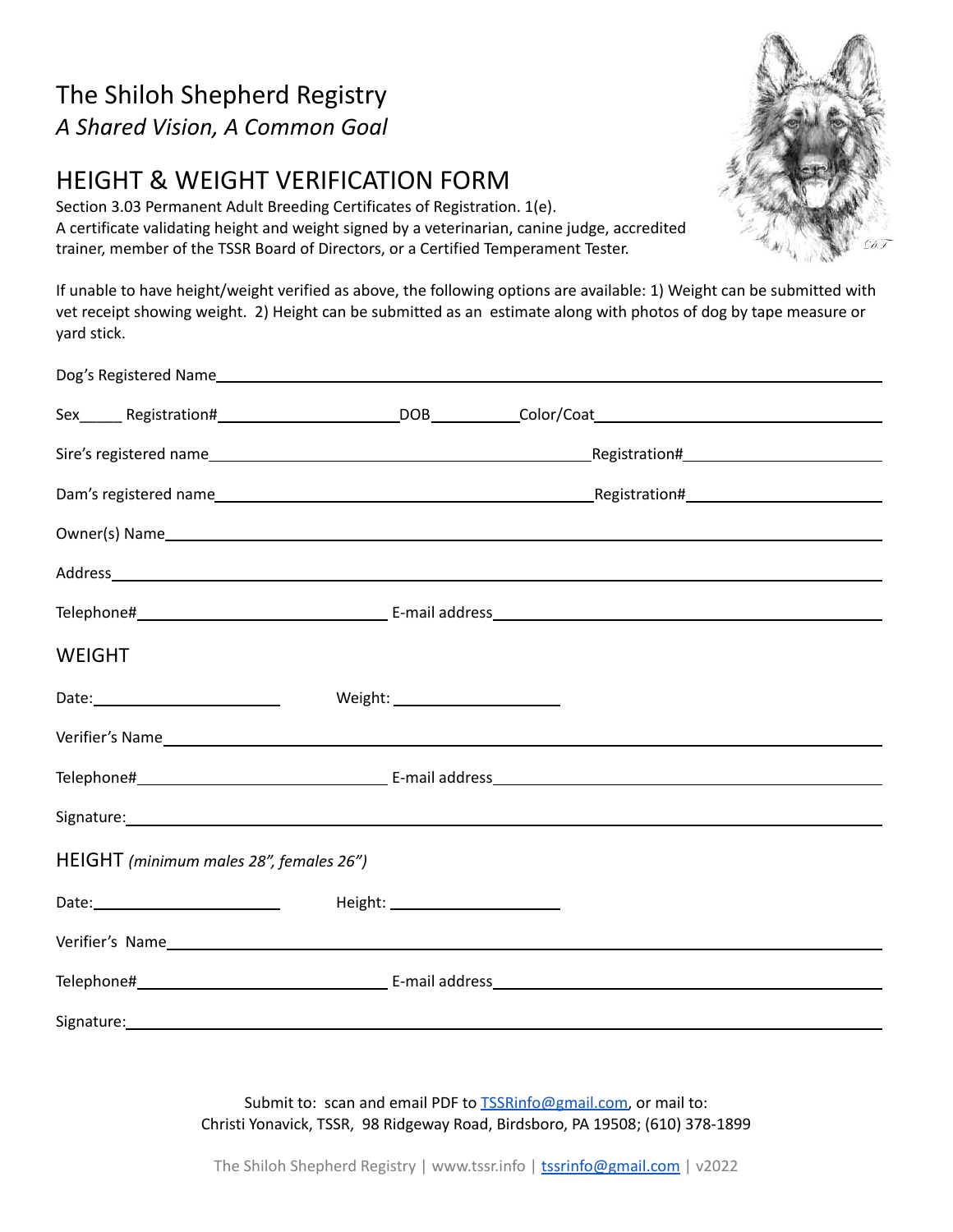# The Shiloh Shepherd Registry

*A Shared Vision, A Common Goal*

## HEIGHT & WEIGHT VERIFICATION FORM

Section 3.03 Permanent Adult Breeding Certificates of Registration. 1(e).
A certificate validating height and weight signed by a veterinarian, canine judge, accredited trainer, member of the TSSR Board of Directors, or a Certified Temperament Tester.

If unable to have height/weight verified as above, the following options are available: 1) Weight can be submitted with vet receipt showing weight. 2) Height can be submitted as an estimate along with photos of dog by tape measure or yard stick.

Dog's Registered Name________________________________________

Sex_____ Registration#____________________ DOB__________ Color/Coat____________________

Sire's registered name____________________________ Registration#____________________

Dam's registered name____________________________ Registration#____________________

Owner(s) Name________________________________________

Address________________________________________

Telephone#____________________ E-mail address____________________

### WEIGHT

Date:____________________ Weight: ____________________

Verifier's Name________________________________________

Telephone#____________________ E-mail address____________________

Signature:________________________________________

### HEIGHT *(minimum males 28", females 26")*

Date:____________________ Height: ____________________

Verifier's Name________________________________________

Telephone#____________________ E-mail address____________________

Signature:________________________________________

Submit to: scan and email PDF to TSSRinfo@gmail.com, or mail to:
Christi Yonavick, TSSR, 98 Ridgeway Road, Birdsboro, PA 19508; (610) 378-1899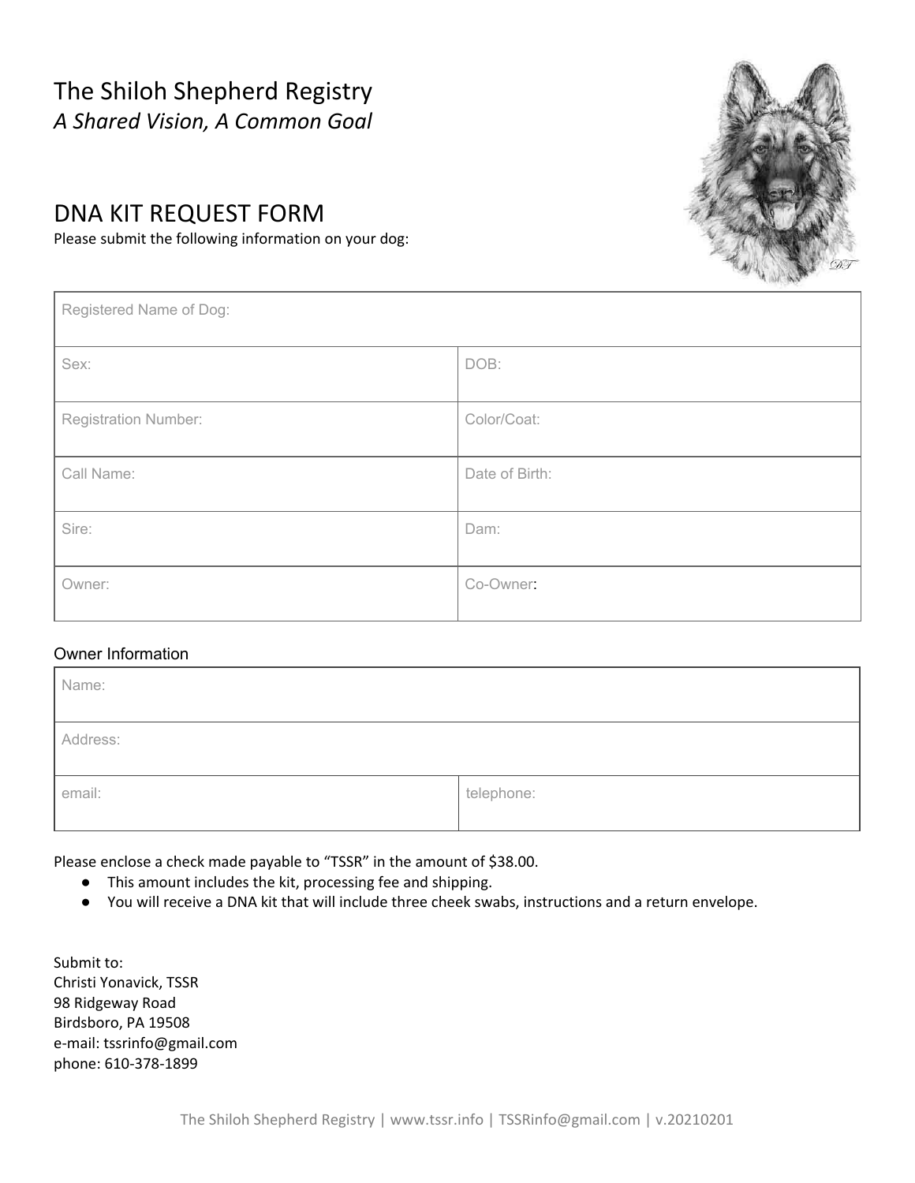# The Shiloh Shepherd Registry

*A Shared Vision, A Common Goal*

## DNA KIT REQUEST FORM

Please submit the following information on your dog:

| | |
|---|---|
| Registered Name of Dog: | |
| Sex: | DOB: |
| Registration Number: | Color/Coat: |
| Call Name: | Date of Birth: |
| Sire: | Dam: |
| Owner: | Co-Owner: |

Owner Information

| | |
|---|---|
| Name: | |
| Address: | |
| email: | telephone: |

Please enclose a check made payable to "TSSR" in the amount of $38.00.

- This amount includes the kit, processing fee and shipping.
- You will receive a DNA kit that will include three cheek swabs, instructions and a return envelope.

Submit to:
Christi Yonavick, TSSR
98 Ridgeway Road
Birdsboro, PA 19508
e-mail: tssrinfo@gmail.com
phone: 610-378-1899